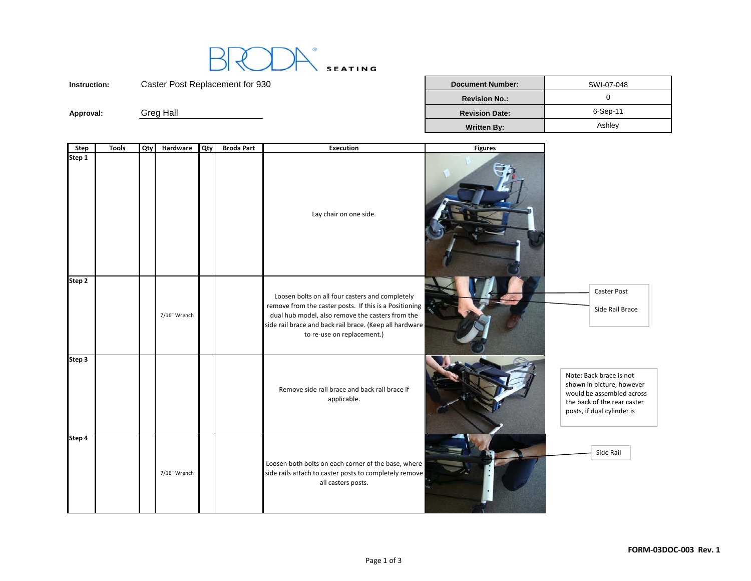BRODA® SEATING

| Instruction: | Caster Post Replacement for 930 |
| --- | --- |
| Approval: | Greg Hall |

| Document Number: | SWI-07-048 |
| --- | --- |
| Revision No.: | 0 |
| Revision Date: | 6-Sep-11 |
| Written By: | Ashley |

| Step | Tools | Qty | Hardware | Qty | Broda Part | Execution | Figures |
| --- | --- | --- | --- | --- | --- | --- | --- |
| Step 1 | | | | | | Lay chair on one side. | |
| Step 2 | | | 7/16" Wrench | | | Loosen bolts on all four casters and completely remove from the caster posts. If this is a Positioning dual hub model, also remove the casters from the side rail brace and back rail brace. (Keep all hardware to re-use on replacement.) | |
| Step 3 | | | | | | Remove side rail brace and back rail brace if applicable. | |
| Step 4 | | | 7/16" Wrench | | | Loosen both bolts on each corner of the base, where side rails attach to caster posts to completely remove all casters posts. | |

Caster Post

Side Rail Brace

Note: Back brace is not shown in picture, however would be assembled across the back of the rear caster posts, if dual cylinder is

Side Rail

FORM-03DOC-003 Rev. 1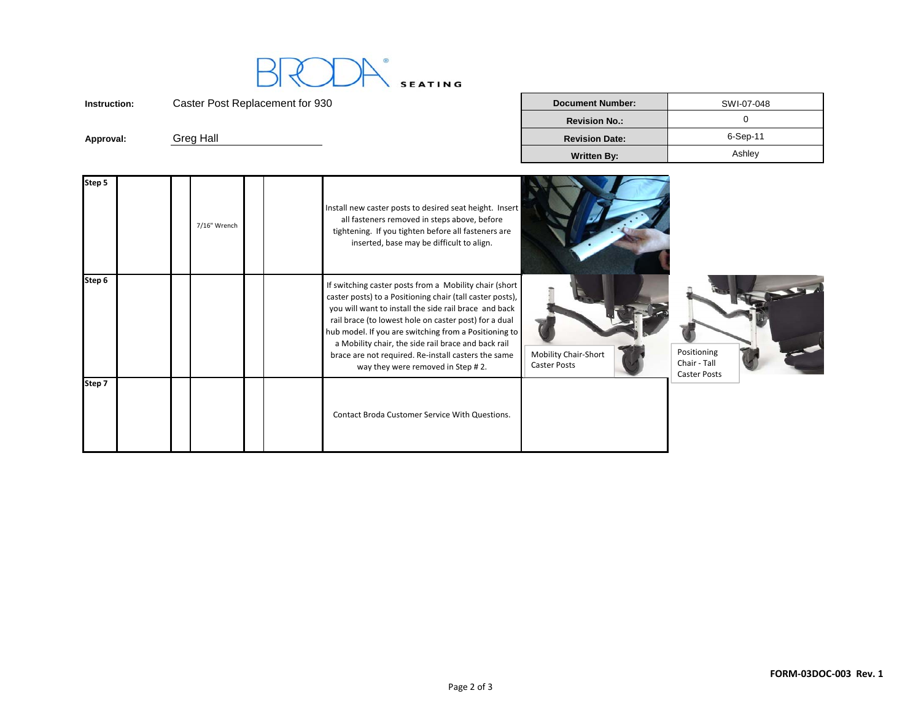BRODA® SEATING

| | | | |
|---|---|---|---|
| **Instruction:** | Caster Post Replacement for 930 | **Document Number:** | SWI-07-048 |
| | | **Revision No.:** | 0 |
| **Approval:** | Greg Hall | **Revision Date:** | 6-Sep-11 |
| | | **Written By:** | Ashley |

| Step | | | | | | Instruction | | |
|---|---|---|---|---|---|---|---|---|
| **Step 5** | | | 7/16" Wrench | | | Install new caster posts to desired seat height. Insert all fasteners removed in steps above, before tightening. If you tighten before all fasteners are inserted, base may be difficult to align. | | |
| **Step 6** | | | | | | If switching caster posts from a Mobility chair (short caster posts) to a Positioning chair (tall caster posts), you will want to install the side rail brace and back rail brace (to lowest hole on caster post) for a dual hub model. If you are switching from a Positioning to a Mobility chair, the side rail brace and back rail brace are not required. Re-install casters the same way they were removed in Step # 2. | Mobility Chair-Short Caster Posts | Positioning Chair - Tall Caster Posts |
| **Step 7** | | | | | | Contact Broda Customer Service With Questions. | | |

FORM-03DOC-003 Rev. 1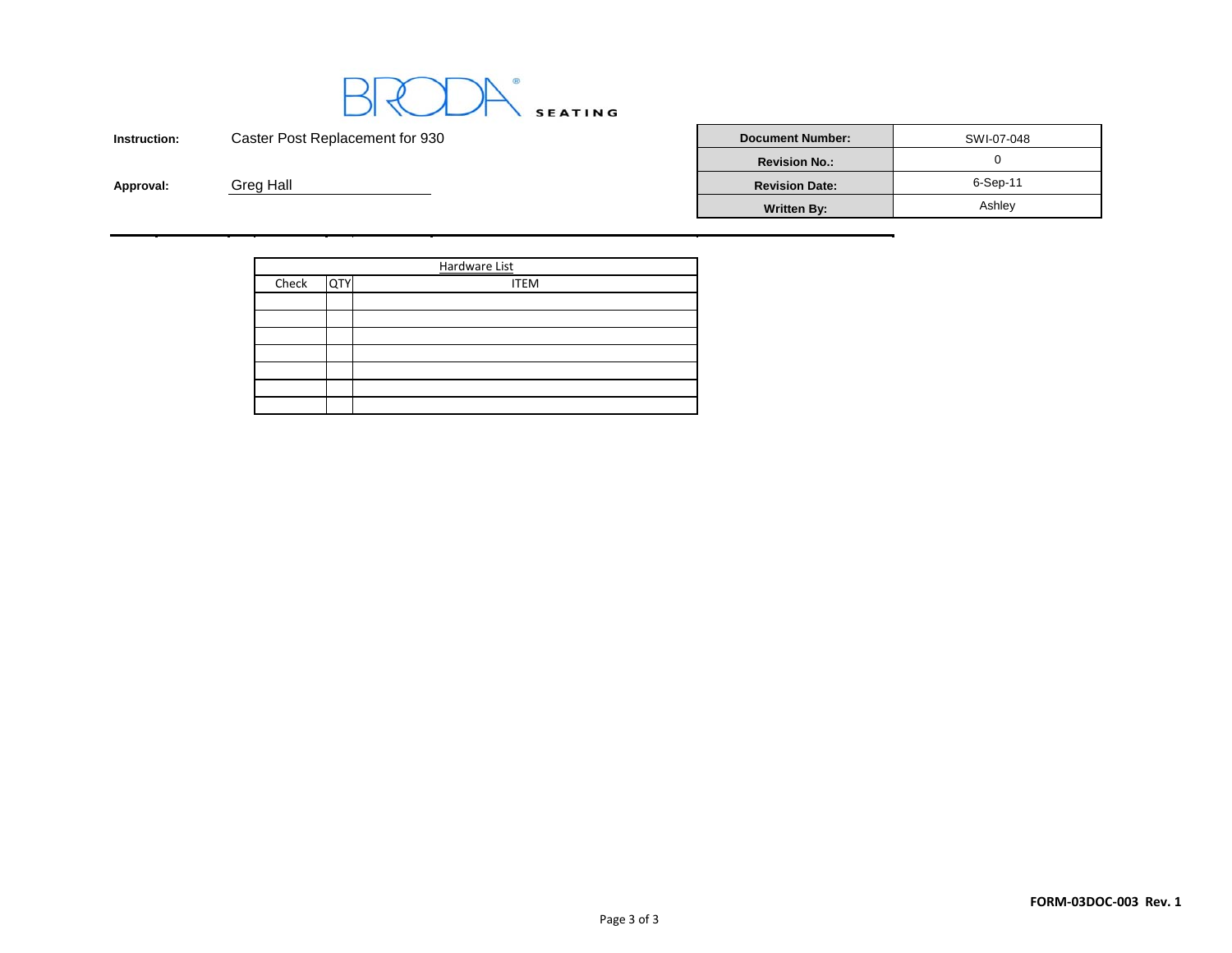BRODA® SEATING

| | |
|---|---|
| **Instruction:** | Caster Post Replacement for 930 |
| **Approval:** | Greg Hall |

| | |
|---|---|
| **Document Number:** | SWI-07-048 |
| **Revision No.:** | 0 |
| **Revision Date:** | 6-Sep-11 |
| **Written By:** | Ashley |

| Hardware List | | |
|---|---|---|
| Check | QTY | ITEM |
| | | |
| | | |
| | | |
| | | |
| | | |
| | | |
| | | |

**FORM-03DOC-003 Rev. 1**